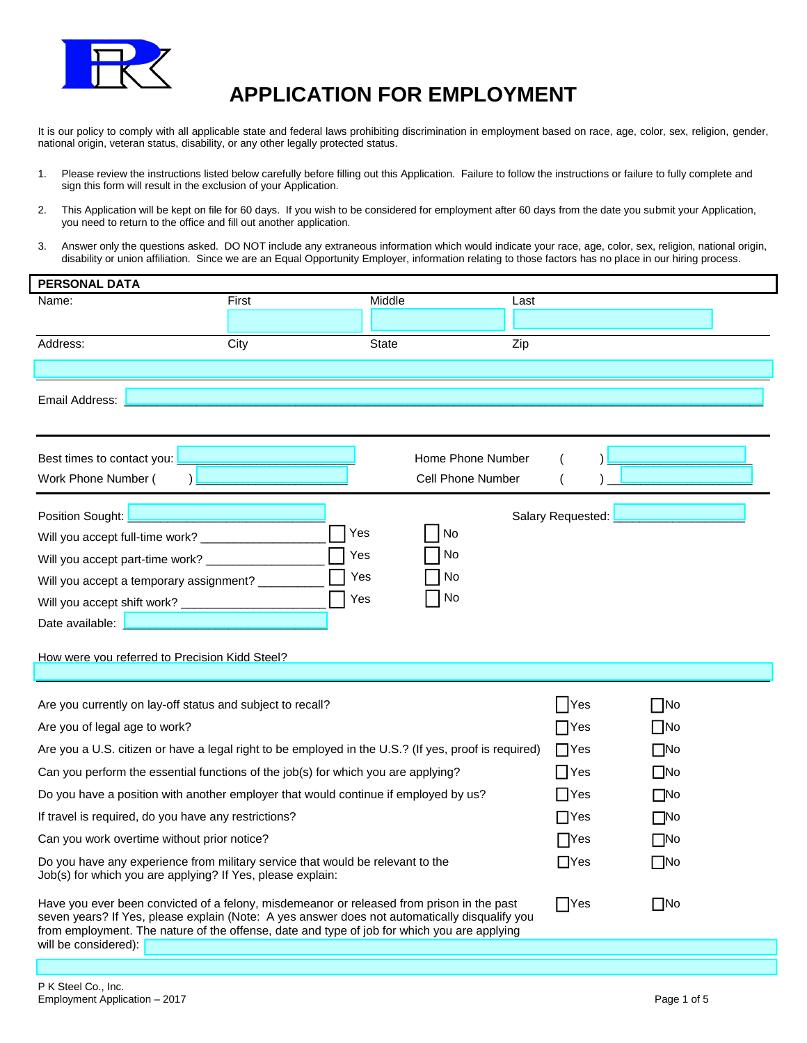# APPLICATION FOR EMPLOYMENT

It is our policy to comply with all applicable state and federal laws prohibiting discrimination in employment based on race, age, color, sex, religion, gender, national origin, veteran status, disability, or any other legally protected status.

1. Please review the instructions listed below carefully before filling out this Application. Failure to follow the instructions or failure to fully complete and sign this form will result in the exclusion of your Application.
2. This Application will be kept on file for 60 days. If you wish to be considered for employment after 60 days from the date you submit your Application, you need to return to the office and fill out another application.
3. Answer only the questions asked. DO NOT include any extraneous information which would indicate your race, age, color, sex, religion, national origin, disability or union affiliation. Since we are an Equal Opportunity Employer, information relating to those factors has no place in our hiring process.

## PERSONAL DATA

| | | | |
|---|---|---|---|
| Name: | First | Middle | Last |
| Address: | City | State | Zip |

Email Address: ______________________________

Best times to contact you: ____________________ Home Phone Number ( ) ____________________

Work Phone Number ( ) ____________________ Cell Phone Number ( ) ____________________

Position Sought: ____________________ Salary Requested: ____________________

| | | |
|---|---|---|
| Will you accept full-time work? | ☐ Yes | ☐ No |
| Will you accept part-time work? | ☐ Yes | ☐ No |
| Will you accept a temporary assignment? | ☐ Yes | ☐ No |
| Will you accept shift work? | ☐ Yes | ☐ No |

Date available: ____________________

How were you referred to Precision Kidd Steel?

______________________________

| | | |
|---|---|---|
| Are you currently on lay-off status and subject to recall? | ☐Yes | ☐No |
| Are you of legal age to work? | ☐Yes | ☐No |
| Are you a U.S. citizen or have a legal right to be employed in the U.S.? (If yes, proof is required) | ☐Yes | ☐No |
| Can you perform the essential functions of the job(s) for which you are applying? | ☐Yes | ☐No |
| Do you have a position with another employer that would continue if employed by us? | ☐Yes | ☐No |
| If travel is required, do you have any restrictions? | ☐Yes | ☐No |
| Can you work overtime without prior notice? | ☐Yes | ☐No |
| Do you have any experience from military service that would be relevant to the Job(s) for which you are applying? If Yes, please explain: | ☐Yes | ☐No |
| Have you ever been convicted of a felony, misdemeanor or released from prison in the past seven years? If Yes, please explain (Note: A yes answer does not automatically disqualify you from employment. The nature of the offense, date and type of job for which you are applying will be considered): | ☐Yes | ☐No |

______________________________

P K Steel Co., Inc.
Employment Application – 2017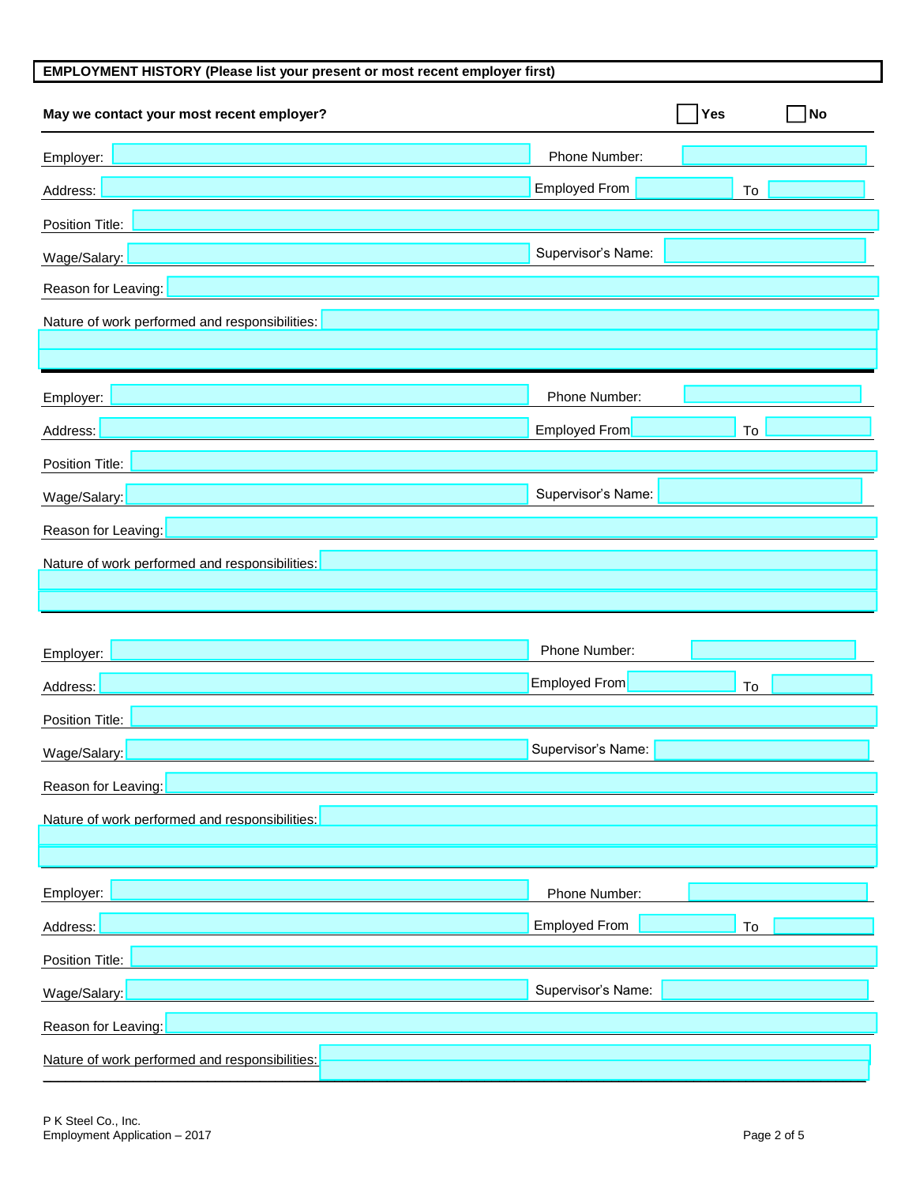**EMPLOYMENT HISTORY (Please list your present or most recent employer first)**

**May we contact your most recent employer?** ☐ **Yes** ☐ **No**

Employer: Phone Number:

Address: Employed From To

Position Title:

Wage/Salary: Supervisor's Name:

Reason for Leaving:

Nature of work performed and responsibilities:

---

Employer: Phone Number:

Address: Employed From To

Position Title:

Wage/Salary: Supervisor's Name:

Reason for Leaving:

Nature of work performed and responsibilities:

---

Employer: Phone Number:

Address: Employed From To

Position Title:

Wage/Salary: Supervisor's Name:

Reason for Leaving:

Nature of work performed and responsibilities:

---

Employer: Phone Number:

Address: Employed From To

Position Title:

Wage/Salary: Supervisor's Name:

Reason for Leaving:

Nature of work performed and responsibilities:

P K Steel Co., Inc.
Employment Application – 2017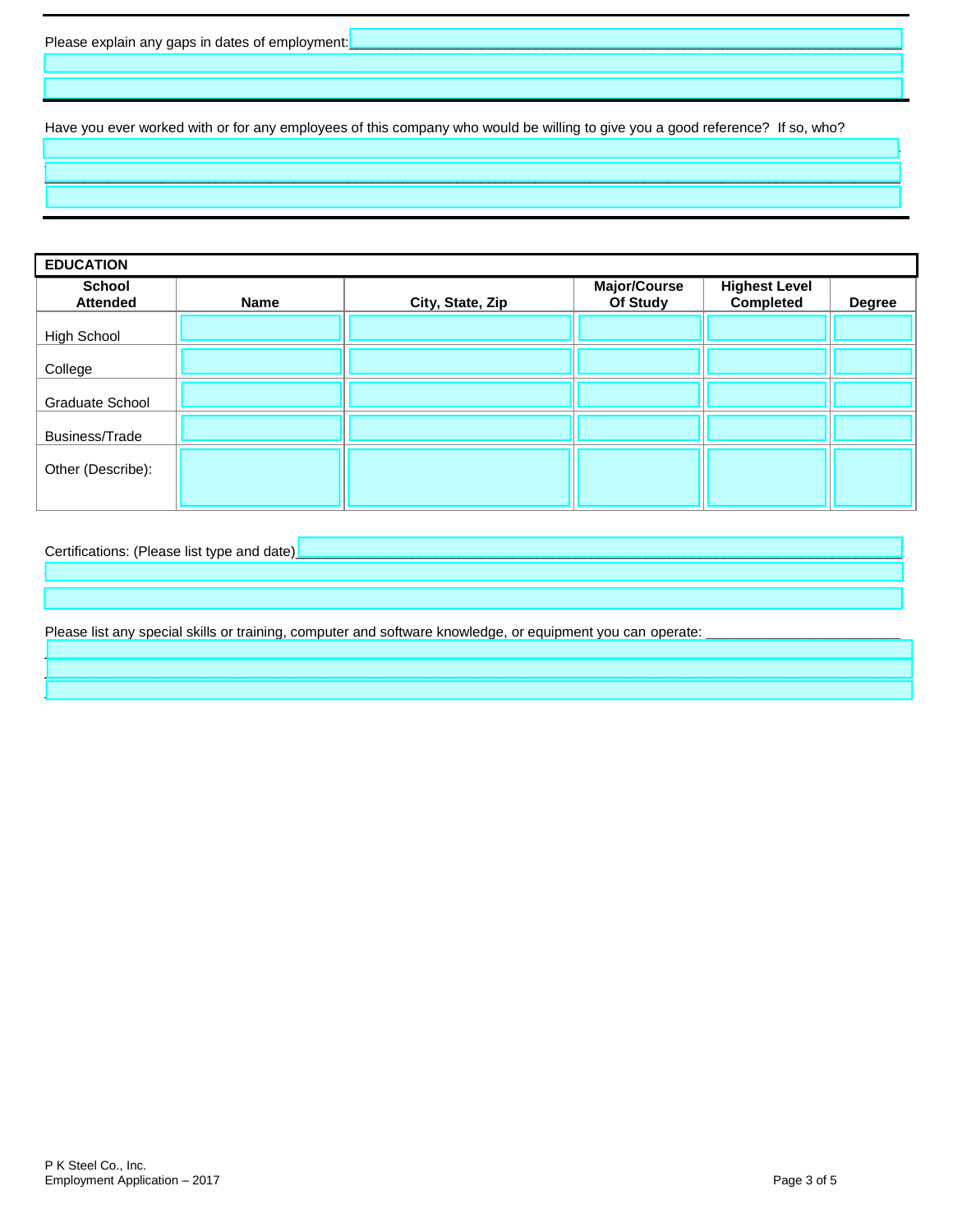Please explain any gaps in dates of employment:

Have you ever worked with or for any employees of this company who would be willing to give you a good reference? If so, who?

## EDUCATION

| School Attended | Name | City, State, Zip | Major/Course Of Study | Highest Level Completed | Degree |
|---|---|---|---|---|---|
| High School | | | | | |
| College | | | | | |
| Graduate School | | | | | |
| Business/Trade | | | | | |
| Other (Describe): | | | | | |

Certifications: (Please list type and date)

Please list any special skills or training, computer and software knowledge, or equipment you can operate:

P K Steel Co., Inc.
Employment Application – 2017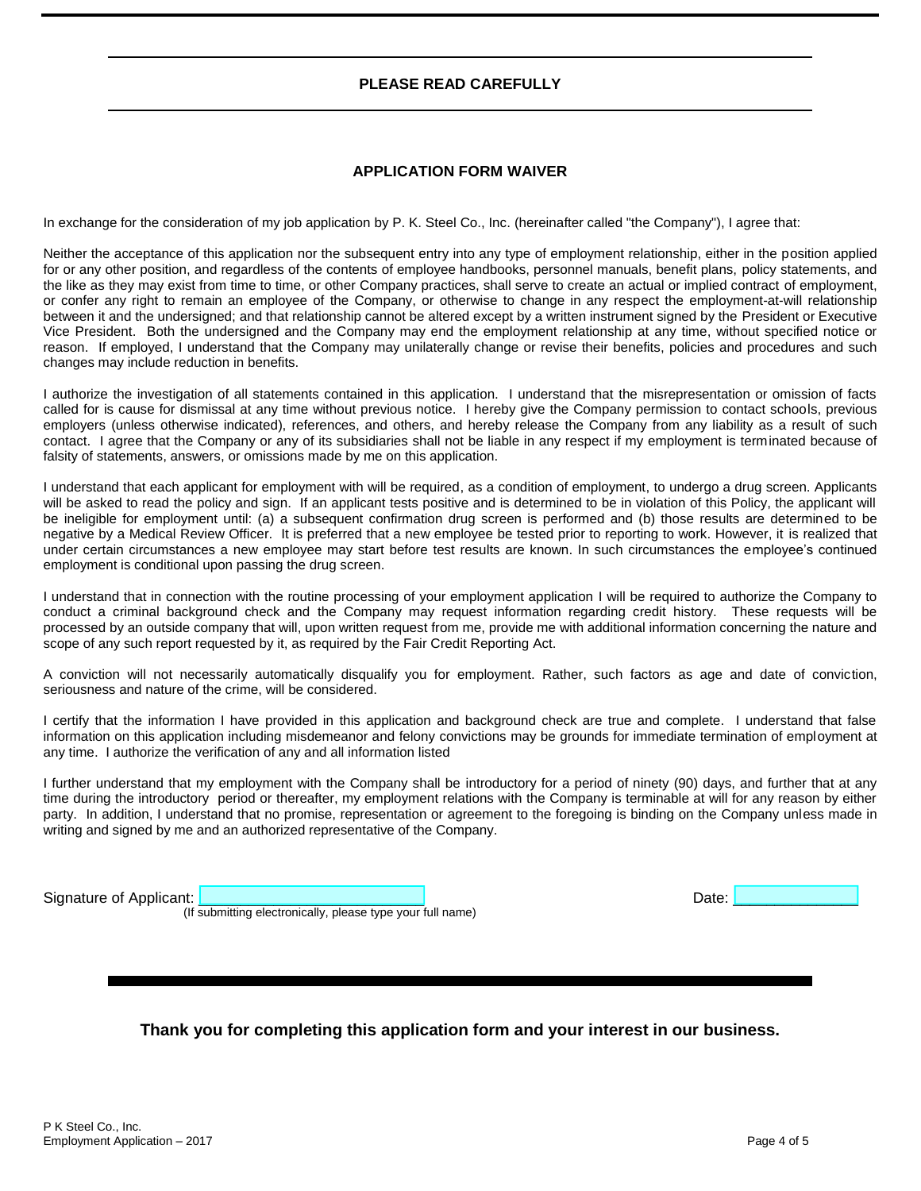**PLEASE READ CAREFULLY**

**APPLICATION FORM WAIVER**

In exchange for the consideration of my job application by P. K. Steel Co., Inc. (hereinafter called "the Company"), I agree that:

Neither the acceptance of this application nor the subsequent entry into any type of employment relationship, either in the position applied for or any other position, and regardless of the contents of employee handbooks, personnel manuals, benefit plans, policy statements, and the like as they may exist from time to time, or other Company practices, shall serve to create an actual or implied contract of employment, or confer any right to remain an employee of the Company, or otherwise to change in any respect the employment-at-will relationship between it and the undersigned; and that relationship cannot be altered except by a written instrument signed by the President or Executive Vice President. Both the undersigned and the Company may end the employment relationship at any time, without specified notice or reason. If employed, I understand that the Company may unilaterally change or revise their benefits, policies and procedures and such changes may include reduction in benefits.

I authorize the investigation of all statements contained in this application. I understand that the misrepresentation or omission of facts called for is cause for dismissal at any time without previous notice. I hereby give the Company permission to contact schools, previous employers (unless otherwise indicated), references, and others, and hereby release the Company from any liability as a result of such contact. I agree that the Company or any of its subsidiaries shall not be liable in any respect if my employment is terminated because of falsity of statements, answers, or omissions made by me on this application.

I understand that each applicant for employment with will be required, as a condition of employment, to undergo a drug screen. Applicants will be asked to read the policy and sign. If an applicant tests positive and is determined to be in violation of this Policy, the applicant will be ineligible for employment until: (a) a subsequent confirmation drug screen is performed and (b) those results are determined to be negative by a Medical Review Officer. It is preferred that a new employee be tested prior to reporting to work. However, it is realized that under certain circumstances a new employee may start before test results are known. In such circumstances the employee's continued employment is conditional upon passing the drug screen.

I understand that in connection with the routine processing of your employment application I will be required to authorize the Company to conduct a criminal background check and the Company may request information regarding credit history. These requests will be processed by an outside company that will, upon written request from me, provide me with additional information concerning the nature and scope of any such report requested by it, as required by the Fair Credit Reporting Act.

A conviction will not necessarily automatically disqualify you for employment. Rather, such factors as age and date of conviction, seriousness and nature of the crime, will be considered.

I certify that the information I have provided in this application and background check are true and complete. I understand that false information on this application including misdemeanor and felony convictions may be grounds for immediate termination of employment at any time. I authorize the verification of any and all information listed

I further understand that my employment with the Company shall be introductory for a period of ninety (90) days, and further that at any time during the introductory period or thereafter, my employment relations with the Company is terminable at will for any reason by either party. In addition, I understand that no promise, representation or agreement to the foregoing is binding on the Company unless made in writing and signed by me and an authorized representative of the Company.

Signature of Applicant: ____________________ Date: ____________
(If submitting electronically, please type your full name)

**Thank you for completing this application form and your interest in our business.**